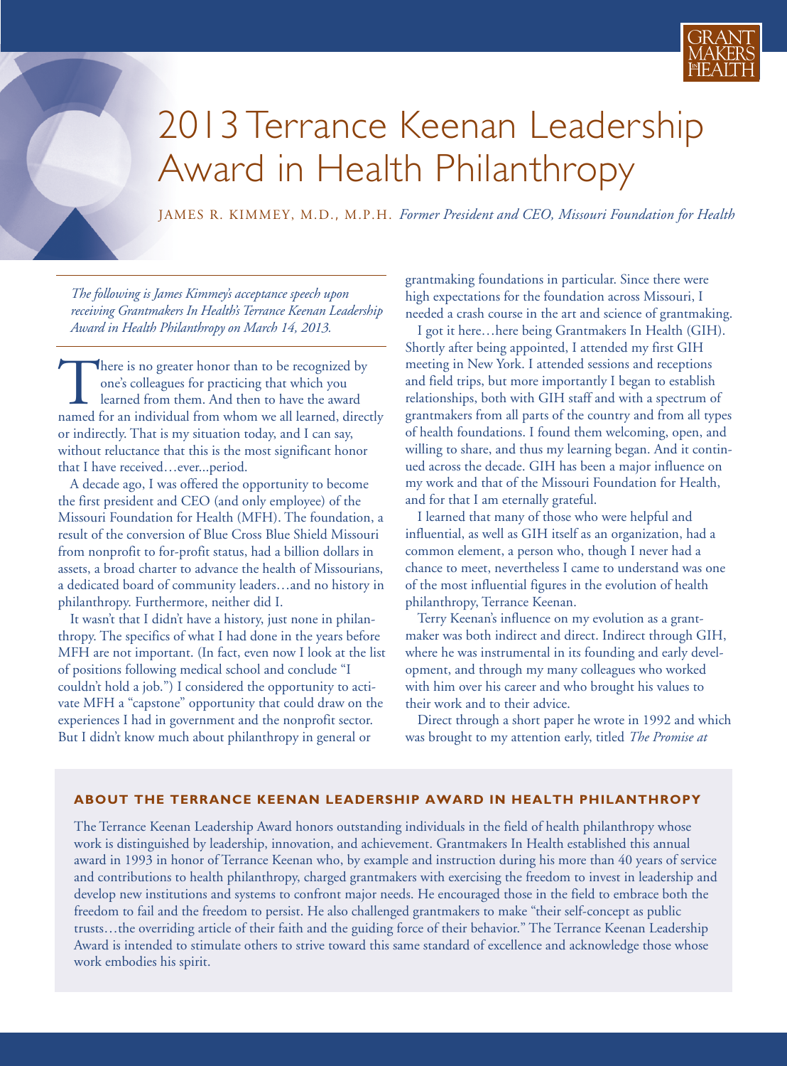# 2013 Terrance Keenan Leadership Award in Health Philanthropy

JAMES R. KIMMEY, M.D., M.P.H. *Former President and CEO, Missouri Foundation for Health*

*The following is James Kimmey's acceptance speech upon receiving Grantmakers In Health's Terrance Keenan Leadership Award in Health Philanthropy on March 14, 2013.*

There is no greater honor than to be recognized by one's colleagues for practicing that which you learned from them. And then to have the award named for an individual from whom we all learned, directly or indirectly. That is my situation today, and I can say, without reluctance that this is the most significant honor that I have received…ever...period.

A decade ago, I was offered the opportunity to become the first president and CEO (and only employee) of the Missouri Foundation for Health (MFH). The foundation, a result of the conversion of Blue Cross Blue Shield Missouri from nonprofit to for-profit status, had a billion dollars in assets, a broad charter to advance the health of Missourians, a dedicated board of community leaders…and no history in philanthropy. Furthermore, neither did I.

It wasn't that I didn't have a history, just none in philanthropy. The specifics of what I had done in the years before MFH are not important. (In fact, even now I look at the list of positions following medical school and conclude "I couldn't hold a job.") I considered the opportunity to activate MFH a "capstone" opportunity that could draw on the experiences I had in government and the nonprofit sector. But I didn't know much about philanthropy in general or grantmaking foundations in particular. Since there were high expectations for the foundation across Missouri, I needed a crash course in the art and science of grantmaking.

I got it here…here being Grantmakers In Health (GIH). Shortly after being appointed, I attended my first GIH meeting in New York. I attended sessions and receptions and field trips, but more importantly I began to establish relationships, both with GIH staff and with a spectrum of grantmakers from all parts of the country and from all types of health foundations. I found them welcoming, open, and willing to share, and thus my learning began. And it continued across the decade. GIH has been a major influence on my work and that of the Missouri Foundation for Health, and for that I am eternally grateful.

I learned that many of those who were helpful and influential, as well as GIH itself as an organization, had a common element, a person who, though I never had a chance to meet, nevertheless I came to understand was one of the most influential figures in the evolution of health philanthropy, Terrance Keenan.

Terry Keenan's influence on my evolution as a grantmaker was both indirect and direct. Indirect through GIH, where he was instrumental in its founding and early development, and through my many colleagues who worked with him over his career and who brought his values to their work and to their advice.

Direct through a short paper he wrote in 1992 and which was brought to my attention early, titled *The Promise at*

**ABOUT THE TERRANCE KEENAN LEADERSHIP AWARD IN HEALTH PHILANTHROPY**

The Terrance Keenan Leadership Award honors outstanding individuals in the field of health philanthropy whose work is distinguished by leadership, innovation, and achievement. Grantmakers In Health established this annual award in 1993 in honor of Terrance Keenan who, by example and instruction during his more than 40 years of service and contributions to health philanthropy, charged grantmakers with exercising the freedom to invest in leadership and develop new institutions and systems to confront major needs. He encouraged those in the field to embrace both the freedom to fail and the freedom to persist. He also challenged grantmakers to make "their self-concept as public trusts…the overriding article of their faith and the guiding force of their behavior." The Terrance Keenan Leadership Award is intended to stimulate others to strive toward this same standard of excellence and acknowledge those whose work embodies his spirit.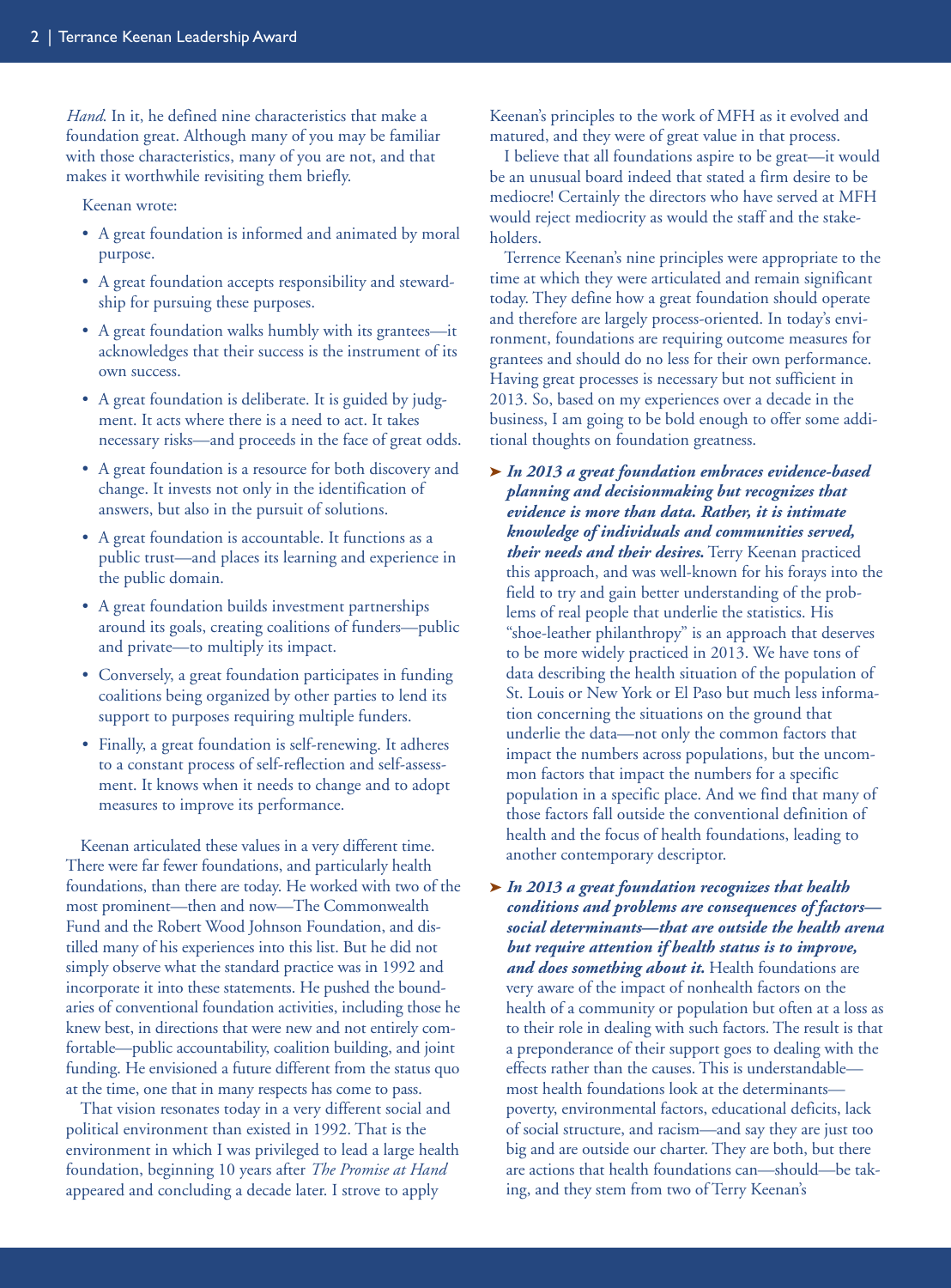*Hand*. In it, he defined nine characteristics that make a foundation great. Although many of you may be familiar with those characteristics, many of you are not, and that makes it worthwhile revisiting them briefly.

Keenan wrote:

- A great foundation is informed and animated by moral purpose.
- A great foundation accepts responsibility and stewardship for pursuing these purposes.
- A great foundation walks humbly with its grantees—it acknowledges that their success is the instrument of its own success.
- A great foundation is deliberate. It is guided by judgment. It acts where there is a need to act. It takes necessary risks—and proceeds in the face of great odds.
- A great foundation is a resource for both discovery and change. It invests not only in the identification of answers, but also in the pursuit of solutions.
- A great foundation is accountable. It functions as a public trust—and places its learning and experience in the public domain.
- A great foundation builds investment partnerships around its goals, creating coalitions of funders—public and private—to multiply its impact.
- Conversely, a great foundation participates in funding coalitions being organized by other parties to lend its support to purposes requiring multiple funders.
- Finally, a great foundation is self-renewing. It adheres to a constant process of self-reflection and self-assessment. It knows when it needs to change and to adopt measures to improve its performance.

Keenan articulated these values in a very different time. There were far fewer foundations, and particularly health foundations, than there are today. He worked with two of the most prominent—then and now—The Commonwealth Fund and the Robert Wood Johnson Foundation, and distilled many of his experiences into this list. But he did not simply observe what the standard practice was in 1992 and incorporate it into these statements. He pushed the boundaries of conventional foundation activities, including those he knew best, in directions that were new and not entirely comfortable—public accountability, coalition building, and joint funding. He envisioned a future different from the status quo at the time, one that in many respects has come to pass.

That vision resonates today in a very different social and political environment than existed in 1992. That is the environment in which I was privileged to lead a large health foundation, beginning 10 years after *The Promise at Hand* appeared and concluding a decade later. I strove to apply Keenan's principles to the work of MFH as it evolved and matured, and they were of great value in that process.

I believe that all foundations aspire to be great—it would be an unusual board indeed that stated a firm desire to be mediocre! Certainly the directors who have served at MFH would reject mediocrity as would the staff and the stakeholders.

Terrence Keenan's nine principles were appropriate to the time at which they were articulated and remain significant today. They define how a great foundation should operate and therefore are largely process-oriented. In today's environment, foundations are requiring outcome measures for grantees and should do no less for their own performance. Having great processes is necessary but not sufficient in 2013. So, based on my experiences over a decade in the business, I am going to be bold enough to offer some additional thoughts on foundation greatness.

- ***In 2013 a great foundation embraces evidence-based planning and decisionmaking but recognizes that evidence is more than data. Rather, it is intimate knowledge of individuals and communities served, their needs and their desires.*** Terry Keenan practiced this approach, and was well-known for his forays into the field to try and gain better understanding of the problems of real people that underlie the statistics. His "shoe-leather philanthropy" is an approach that deserves to be more widely practiced in 2013. We have tons of data describing the health situation of the population of St. Louis or New York or El Paso but much less information concerning the situations on the ground that underlie the data—not only the common factors that impact the numbers across populations, but the uncommon factors that impact the numbers for a specific population in a specific place. And we find that many of those factors fall outside the conventional definition of health and the focus of health foundations, leading to another contemporary descriptor.
- ***In 2013 a great foundation recognizes that health conditions and problems are consequences of factors—social determinants—that are outside the health arena but require attention if health status is to improve, and does something about it.*** Health foundations are very aware of the impact of nonhealth factors on the health of a community or population but often at a loss as to their role in dealing with such factors. The result is that a preponderance of their support goes to dealing with the effects rather than the causes. This is understandable—most health foundations look at the determinants—poverty, environmental factors, educational deficits, lack of social structure, and racism—and say they are just too big and are outside our charter. They are both, but there are actions that health foundations can—should—be taking, and they stem from two of Terry Keenan's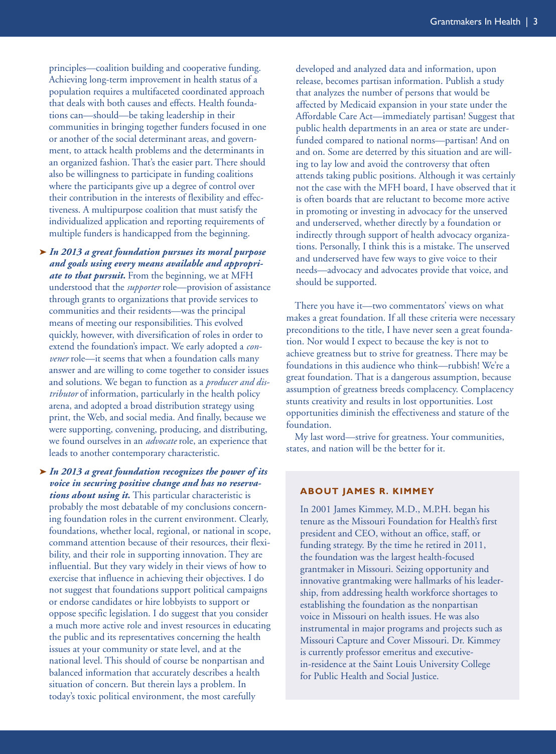principles—coalition building and cooperative funding. Achieving long-term improvement in health status of a population requires a multifaceted coordinated approach that deals with both causes and effects. Health foundations can—should—be taking leadership in their communities in bringing together funders focused in one or another of the social determinant areas, and government, to attack health problems and the determinants in an organized fashion. That's the easier part. There should also be willingness to participate in funding coalitions where the participants give up a degree of control over their contribution in the interests of flexibility and effectiveness. A multipurpose coalition that must satisfy the individualized application and reporting requirements of multiple funders is handicapped from the beginning.

➤ ***In 2013 a great foundation pursues its moral purpose and goals using every means available and appropriate to that pursuit.*** From the beginning, we at MFH understood that the *supporter* role—provision of assistance through grants to organizations that provide services to communities and their residents—was the principal means of meeting our responsibilities. This evolved quickly, however, with diversification of roles in order to extend the foundation's impact. We early adopted a *convener* role—it seems that when a foundation calls many answer and are willing to come together to consider issues and solutions. We began to function as a *producer and distributor* of information, particularly in the health policy arena, and adopted a broad distribution strategy using print, the Web, and social media. And finally, because we were supporting, convening, producing, and distributing, we found ourselves in an *advocate* role, an experience that leads to another contemporary characteristic.

➤ ***In 2013 a great foundation recognizes the power of its voice in securing positive change and has no reservations about using it.*** This particular characteristic is probably the most debatable of my conclusions concerning foundation roles in the current environment. Clearly, foundations, whether local, regional, or national in scope, command attention because of their resources, their flexibility, and their role in supporting innovation. They are influential. But they vary widely in their views of how to exercise that influence in achieving their objectives. I do not suggest that foundations support political campaigns or endorse candidates or hire lobbyists to support or oppose specific legislation. I do suggest that you consider a much more active role and invest resources in educating the public and its representatives concerning the health issues at your community or state level, and at the national level. This should of course be nonpartisan and balanced information that accurately describes a health situation of concern. But therein lays a problem. In today's toxic political environment, the most carefully developed and analyzed data and information, upon release, becomes partisan information. Publish a study that analyzes the number of persons that would be affected by Medicaid expansion in your state under the Affordable Care Act—immediately partisan! Suggest that public health departments in an area or state are underfunded compared to national norms—partisan! And on and on. Some are deterred by this situation and are willing to lay low and avoid the controversy that often attends taking public positions. Although it was certainly not the case with the MFH board, I have observed that it is often boards that are reluctant to become more active in promoting or investing in advocacy for the unserved and underserved, whether directly by a foundation or indirectly through support of health advocacy organizations. Personally, I think this is a mistake. The unserved and underserved have few ways to give voice to their needs—advocacy and advocates provide that voice, and should be supported.

There you have it—two commentators' views on what makes a great foundation. If all these criteria were necessary preconditions to the title, I have never seen a great foundation. Nor would I expect to because the key is not to achieve greatness but to strive for greatness. There may be foundations in this audience who think—rubbish! We're a great foundation. That is a dangerous assumption, because assumption of greatness breeds complacency. Complacency stunts creativity and results in lost opportunities. Lost opportunities diminish the effectiveness and stature of the foundation.

My last word—strive for greatness. Your communities, states, and nation will be the better for it.

## ABOUT JAMES R. KIMMEY

In 2001 James Kimmey, M.D., M.P.H. began his tenure as the Missouri Foundation for Health's first president and CEO, without an office, staff, or funding strategy. By the time he retired in 2011, the foundation was the largest health-focused grantmaker in Missouri. Seizing opportunity and innovative grantmaking were hallmarks of his leadership, from addressing health workforce shortages to establishing the foundation as the nonpartisan voice in Missouri on health issues. He was also instrumental in major programs and projects such as Missouri Capture and Cover Missouri. Dr. Kimmey is currently professor emeritus and executive-in-residence at the Saint Louis University College for Public Health and Social Justice.